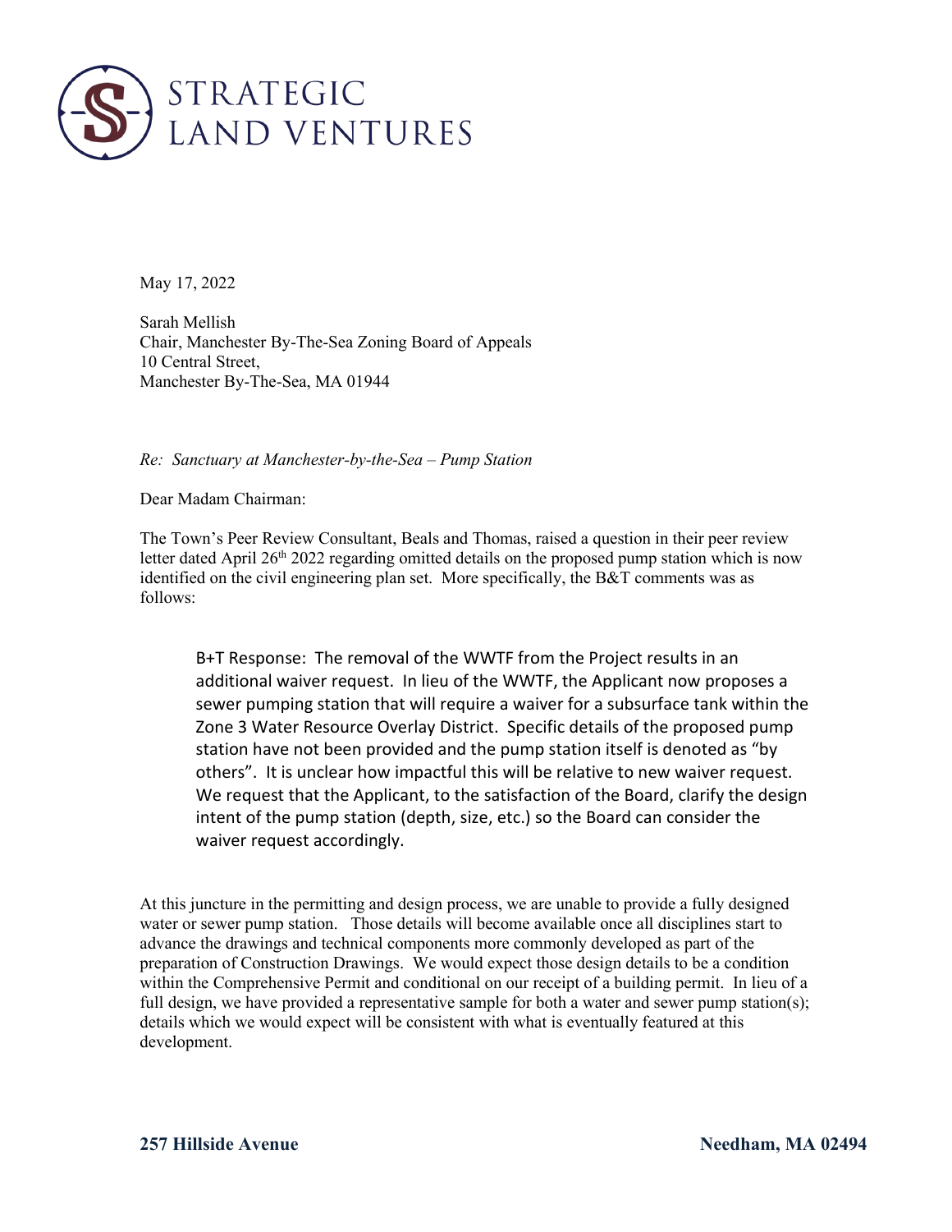STRATEGIC LAND VENTURES

May 17, 2022

Sarah Mellish
Chair, Manchester By-The-Sea Zoning Board of Appeals
10 Central Street,
Manchester By-The-Sea, MA 01944

*Re: Sanctuary at Manchester-by-the-Sea – Pump Station*

Dear Madam Chairman:

The Town's Peer Review Consultant, Beals and Thomas, raised a question in their peer review letter dated April 26th 2022 regarding omitted details on the proposed pump station which is now identified on the civil engineering plan set. More specifically, the B&T comments was as follows:

> B+T Response: The removal of the WWTF from the Project results in an additional waiver request. In lieu of the WWTF, the Applicant now proposes a sewer pumping station that will require a waiver for a subsurface tank within the Zone 3 Water Resource Overlay District. Specific details of the proposed pump station have not been provided and the pump station itself is denoted as "by others". It is unclear how impactful this will be relative to new waiver request. We request that the Applicant, to the satisfaction of the Board, clarify the design intent of the pump station (depth, size, etc.) so the Board can consider the waiver request accordingly.

At this juncture in the permitting and design process, we are unable to provide a fully designed water or sewer pump station. Those details will become available once all disciplines start to advance the drawings and technical components more commonly developed as part of the preparation of Construction Drawings. We would expect those design details to be a condition within the Comprehensive Permit and conditional on our receipt of a building permit. In lieu of a full design, we have provided a representative sample for both a water and sewer pump station(s); details which we would expect will be consistent with what is eventually featured at this development.

**257 Hillside Avenue** **Needham, MA 02494**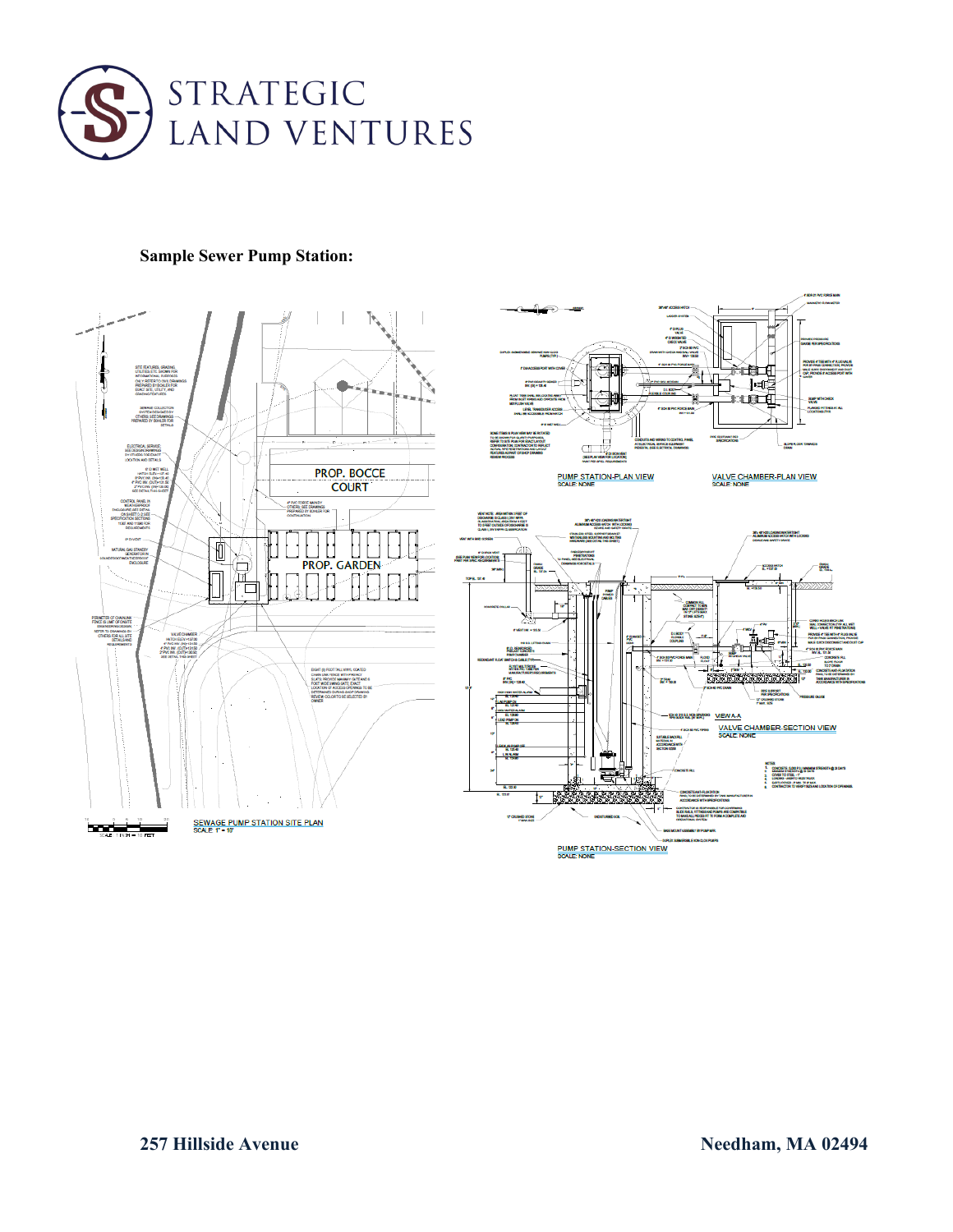# STRATEGIC LAND VENTURES

**Sample Sewer Pump Station:**

SEWAGE PUMP STATION SITE PLAN
SCALE: 1" = 10'

PROP. BOCCE COURT

PROP. GARDEN

PUMP STATION-PLAN VIEW
SCALE: NONE

VALVE CHAMBER-PLAN VIEW
SCALE: NONE

VALVE CHAMBER-SECTION VIEW
SCALE: NONE

PUMP STATION-SECTION VIEW
SCALE: NONE

**257 Hillside Avenue** **Needham, MA 02494**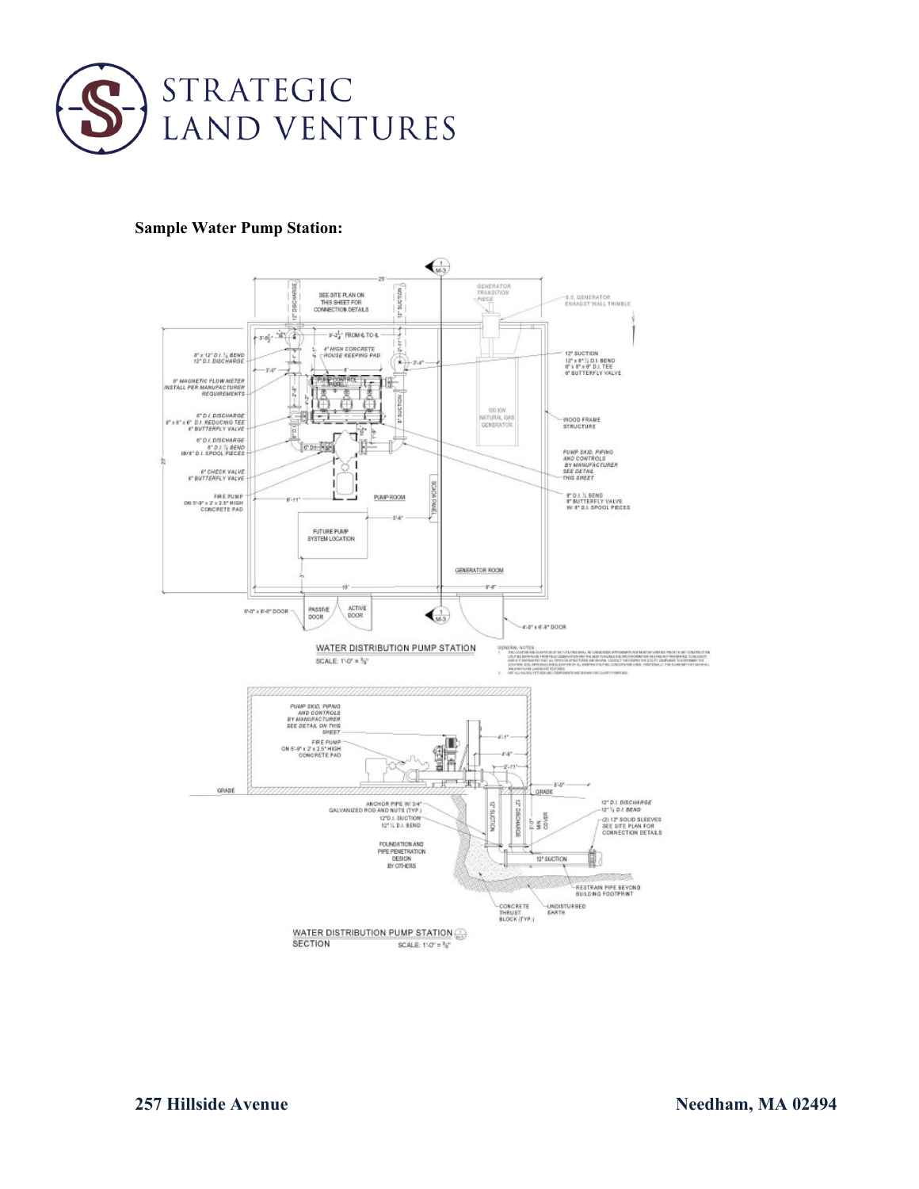**Sample Water Pump Station:**

WATER DISTRIBUTION PUMP STATION

SCALE: 1'-0" = 3/8"

WATER DISTRIBUTION PUMP STATION SECTION

SCALE: 1'-0" = 3/8"

**257 Hillside Avenue** **Needham, MA 02494**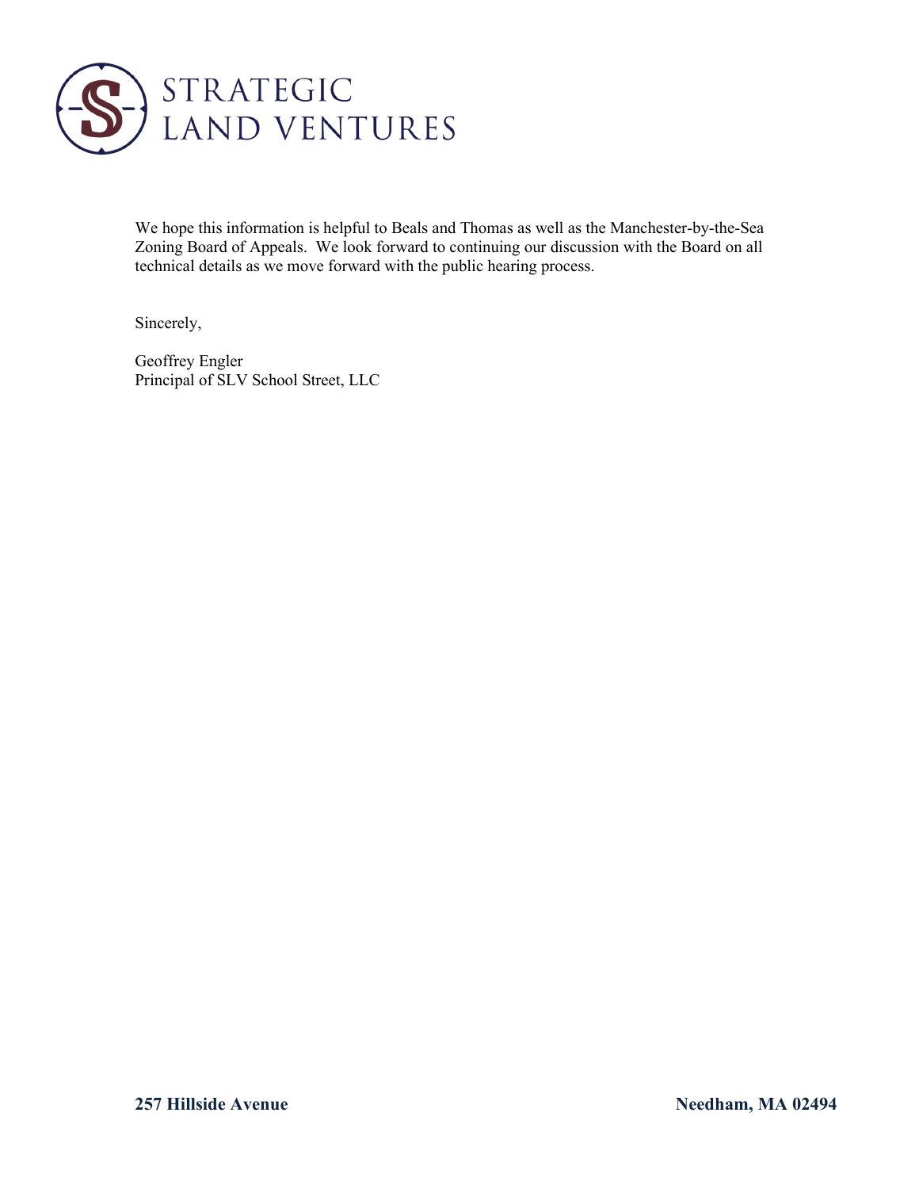STRATEGIC LAND VENTURES

We hope this information is helpful to Beals and Thomas as well as the Manchester-by-the-Sea Zoning Board of Appeals. We look forward to continuing our discussion with the Board on all technical details as we move forward with the public hearing process.

Sincerely,

Geoffrey Engler
Principal of SLV School Street, LLC

**257 Hillside Avenue** **Needham, MA 02494**